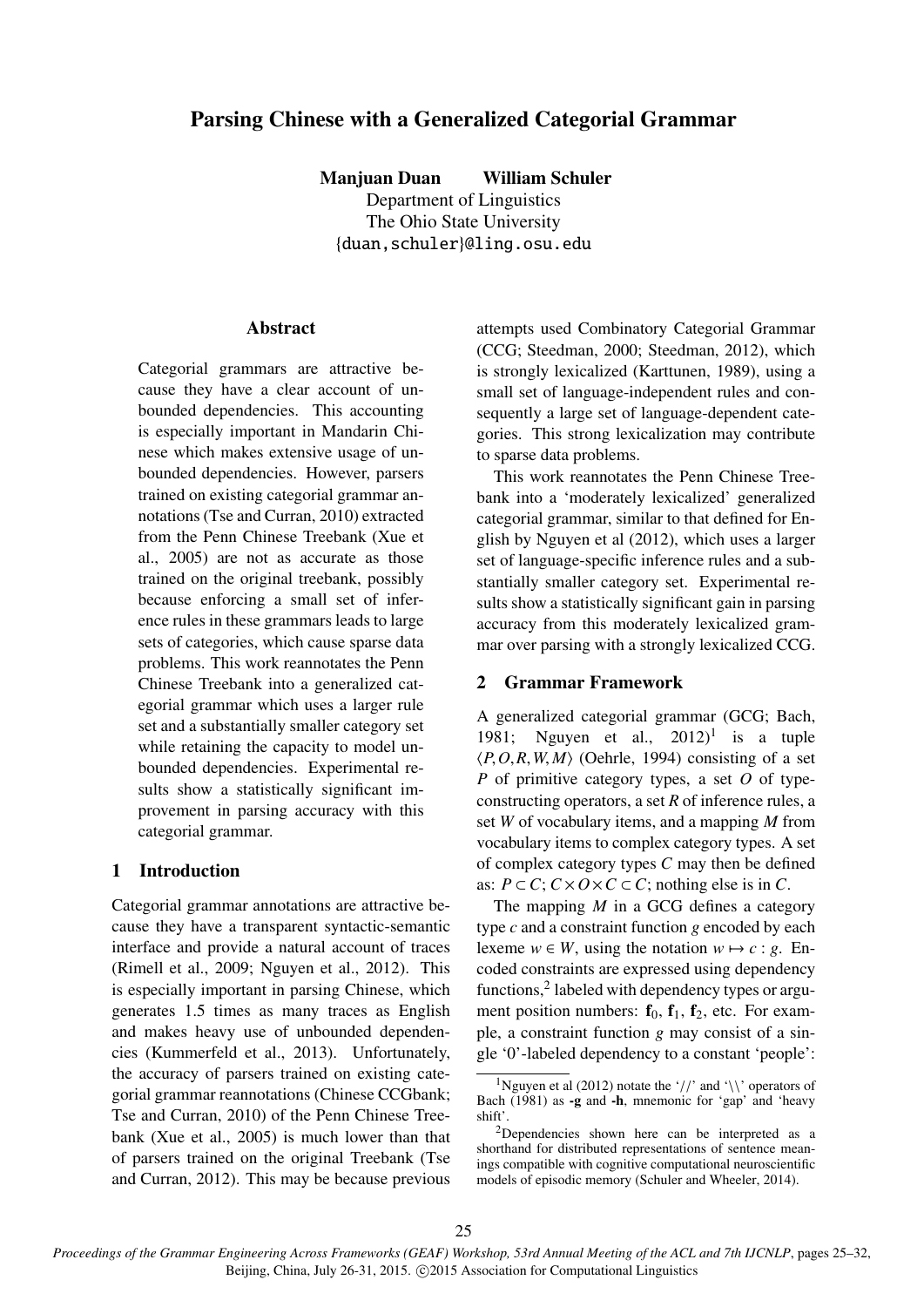# Parsing Chinese with a Generalized Categorial Grammar

**Manjuan Duan** **William Schuler**
Department of Linguistics
The Ohio State University
{duan,schuler}@ling.osu.edu

## Abstract

Categorial grammars are attractive because they have a clear account of unbounded dependencies. This accounting is especially important in Mandarin Chinese which makes extensive usage of unbounded dependencies. However, parsers trained on existing categorial grammar annotations (Tse and Curran, 2010) extracted from the Penn Chinese Treebank (Xue et al., 2005) are not as accurate as those trained on the original treebank, possibly because enforcing a small set of inference rules in these grammars leads to large sets of categories, which cause sparse data problems. This work reannotates the Penn Chinese Treebank into a generalized categorial grammar which uses a larger rule set and a substantially smaller category set while retaining the capacity to model unbounded dependencies. Experimental results show a statistically significant improvement in parsing accuracy with this categorial grammar.

## 1 Introduction

Categorial grammar annotations are attractive because they have a transparent syntactic-semantic interface and provide a natural account of traces (Rimell et al., 2009; Nguyen et al., 2012). This is especially important in parsing Chinese, which generates 1.5 times as many traces as English and makes heavy use of unbounded dependencies (Kummerfeld et al., 2013). Unfortunately, the accuracy of parsers trained on existing categorial grammar reannotations (Chinese CCGbank; Tse and Curran, 2010) of the Penn Chinese Treebank (Xue et al., 2005) is much lower than that of parsers trained on the original Treebank (Tse and Curran, 2012). This may be because previous attempts used Combinatory Categorial Grammar (CCG; Steedman, 2000; Steedman, 2012), which is strongly lexicalized (Karttunen, 1989), using a small set of language-independent rules and consequently a large set of language-dependent categories. This strong lexicalization may contribute to sparse data problems.

This work reannotates the Penn Chinese Treebank into a 'moderately lexicalized' generalized categorial grammar, similar to that defined for English by Nguyen et al (2012), which uses a larger set of language-specific inference rules and a substantially smaller category set. Experimental results show a statistically significant gain in parsing accuracy from this moderately lexicalized grammar over parsing with a strongly lexicalized CCG.

## 2 Grammar Framework

A generalized categorial grammar (GCG; Bach, 1981; Nguyen et al., 2012)[1] is a tuple $\langle P, O, R, W, M \rangle$ (Oehrle, 1994) consisting of a set $P$ of primitive category types, a set $O$ of type-constructing operators, a set $R$ of inference rules, a set $W$ of vocabulary items, and a mapping $M$ from vocabulary items to complex category types. A set of complex category types $C$ may then be defined as: $P \subset C$; $C \times O \times C \subset C$; nothing else is in $C$.

The mapping $M$ in a GCG defines a category type $c$ and a constraint function $g$ encoded by each lexeme $w \in W$, using the notation $w \mapsto c : g$. Encoded constraints are expressed using dependency functions,[2] labeled with dependency types or argument position numbers: $\mathbf{f}_0$, $\mathbf{f}_1$, $\mathbf{f}_2$, etc. For example, a constraint function $g$ may consist of a single '0'-labeled dependency to a constant 'people':

[1] Nguyen et al (2012) notate the '//' and '\\' operators of Bach (1981) as **-g** and **-h**, mnemonic for 'gap' and 'heavy shift'.

[2] Dependencies shown here can be interpreted as a shorthand for distributed representations of sentence meanings compatible with cognitive computational neuroscientific models of episodic memory (Schuler and Wheeler, 2014).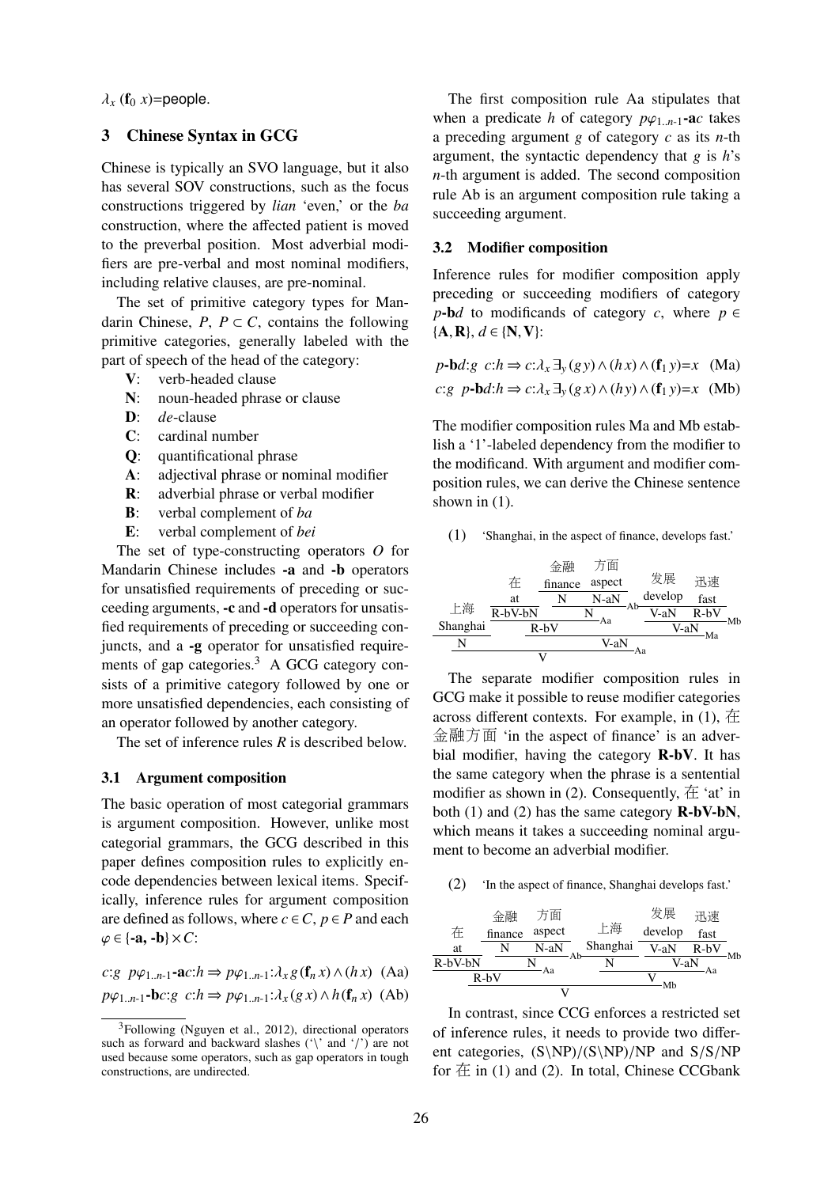$\lambda_x\,(\mathbf{f}_0\;x)$=people.

## 3 Chinese Syntax in GCG

Chinese is typically an SVO language, but it also has several SOV constructions, such as the focus constructions triggered by *lian* 'even,' or the *ba* construction, where the affected patient is moved to the preverbal position. Most adverbial modifiers are pre-verbal and most nominal modifiers, including relative clauses, are pre-nominal.

The set of primitive category types for Mandarin Chinese, $P$, $P \subset C$, contains the following primitive categories, generally labeled with the part of speech of the head of the category:

- **V**: verb-headed clause
- **N**: noun-headed phrase or clause
- **D**: *de*-clause
- **C**: cardinal number
- **Q**: quantificational phrase
- **A**: adjectival phrase or nominal modifier
- **R**: adverbial phrase or verbal modifier
- **B**: verbal complement of *ba*
- **E**: verbal complement of *bei*

The set of type-constructing operators $O$ for Mandarin Chinese includes **-a** and **-b** operators for unsatisfied requirements of preceding or succeeding arguments, **-c** and **-d** operators for unsatisfied requirements of preceding or succeeding conjuncts, and a **-g** operator for unsatisfied requirements of gap categories.[3] A GCG category consists of a primitive category followed by one or more unsatisfied dependencies, each consisting of an operator followed by another category.

The set of inference rules $R$ is described below.

### 3.1 Argument composition

The basic operation of most categorial grammars is argument composition. However, unlike most categorial grammars, the GCG described in this paper defines composition rules to explicitly encode dependencies between lexical items. Specifically, inference rules for argument composition are defined as follows, where $c \in C$, $p \in P$ and each $\varphi \in \{\textbf{-a}, \textbf{-b}\} \times C$:

$$c{:}g \;\; p\varphi_{1..n\text{-}1}\textbf{-a}c{:}h \Rightarrow p\varphi_{1..n\text{-}1}{:}\lambda_x\, g\,(\mathbf{f}_n\,x) \wedge (h\,x) \quad \text{(Aa)}$$

$$p\varphi_{1..n\text{-}1}\textbf{-b}c{:}g \;\; c{:}h \Rightarrow p\varphi_{1..n\text{-}1}{:}\lambda_x\,(g\,x) \wedge h\,(\mathbf{f}_n\,x) \quad \text{(Ab)}$$

The first composition rule Aa stipulates that when a predicate $h$ of category $p\varphi_{1..n\text{-}1}\textbf{-a}c$ takes a preceding argument $g$ of category $c$ as its $n$-th argument, the syntactic dependency that $g$ is $h$'s $n$-th argument is added. The second composition rule Ab is an argument composition rule taking a succeeding argument.

### 3.2 Modifier composition

Inference rules for modifier composition apply preceding or succeeding modifiers of category $p$**-b**$d$ to modificands of category $c$, where $p \in \{\mathbf{A}, \mathbf{R}\}$, $d \in \{\mathbf{N}, \mathbf{V}\}$:

$$p\textbf{-b}d{:}g \;\; c{:}h \Rightarrow c{:}\lambda_x\, \exists_y\, (g\,y) \wedge (h\,x) \wedge (\mathbf{f}_1\,y){=}x \quad \text{(Ma)}$$

$$c{:}g \;\; p\textbf{-b}d{:}h \Rightarrow c{:}\lambda_x\, \exists_y\, (g\,x) \wedge (h\,y) \wedge (\mathbf{f}_1\,y){=}x \quad \text{(Mb)}$$

The modifier composition rules Ma and Mb establish a '1'-labeled dependency from the modifier to the modificand. With argument and modifier composition rules, we can derive the Chinese sentence shown in (1).

(1) 'Shanghai, in the aspect of finance, develops fast.'

```
                 金融      方面
          在     finance   aspect      发展      迅速
          at     N         N-aN        develop   fast
 上海    R-bV-bN  ───────────────Ab   V-aN      R-bV
Shanghai            N          Aa     ──────────────Mb
 N        ──────────────────────          V-aN
              R-bV                 ──────────────Ma
          ─────────────────────────────────
                            V-aN
 ─────────────────────────────────────────Aa
                      V
```

The separate modifier composition rules in GCG make it possible to reuse modifier categories across different contexts. For example, in (1), 在金融方面 'in the aspect of finance' is an adverbial modifier, having the category **R-bV**. It has the same category when the phrase is a sentential modifier as shown in (2). Consequently, 在 'at' in both (1) and (2) has the same category **R-bV-bN**, which means it takes a succeeding nominal argument to become an adverbial modifier.

(2) 'In the aspect of finance, Shanghai develops fast.'

```
         金融      方面                   发展      迅速
  在     finance   aspect      上海      develop   fast
  at     N         N-aN        Shanghai  V-aN      R-bV
R-bV-bN  ───────────────Ab     N         ──────────────Mb
              N         Aa                   V-aN
─────────────────────          ──────────────────────Aa
     R-bV                               V
──────────────────────────────────────────────Mb
                       V
```

In contrast, since CCG enforces a restricted set of inference rules, it needs to provide two different categories, (S\NP)/(S\NP)/NP and S/S/NP for 在 in (1) and (2). In total, Chinese CCGbank

[3] Following (Nguyen et al., 2012), directional operators such as forward and backward slashes ('\' and '/') are not used because some operators, such as gap operators in tough constructions, are undirected.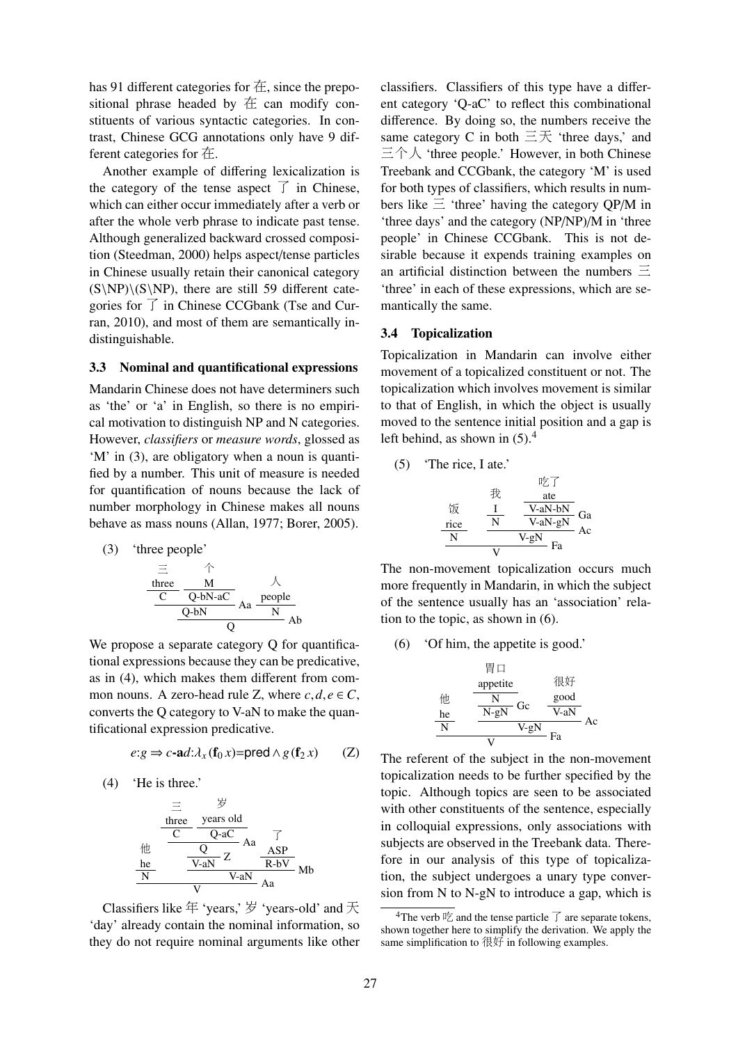has 91 different categories for 在, since the prepositional phrase headed by 在 can modify constituents of various syntactic categories. In contrast, Chinese GCG annotations only have 9 different categories for 在.

Another example of differing lexicalization is the category of the tense aspect 了 in Chinese, which can either occur immediately after a verb or after the whole verb phrase to indicate past tense. Although generalized backward crossed composition (Steedman, 2000) helps aspect/tense particles in Chinese usually retain their canonical category (S\NP)\(S\NP), there are still 59 different categories for 了 in Chinese CCGbank (Tse and Curran, 2010), and most of them are semantically indistinguishable.

### 3.3 Nominal and quantificational expressions

Mandarin Chinese does not have determiners such as 'the' or 'a' in English, so there is no empirical motivation to distinguish NP and N categories. However, *classifiers* or *measure words*, glossed as 'M' in (3), are obligatory when a noun is quantified by a number. This unit of measure is needed for quantification of nouns because the lack of number morphology in Chinese makes all nouns behave as mass nouns (Allan, 1977; Borer, 2005).

(3) 'three people'

```
 三          个
three        M              人
-----   -----------        people
  C       Q-bN-aC   Aa    -------
  -----------------         N
         Q-bN          Ab
  ----------------------------
              Q
```

We propose a separate category Q for quantificational expressions because they can be predicative, as in (4), which makes them different from common nouns. A zero-head rule Z, where $c, d, e \in C$, converts the Q category to V-aN to make the quantificational expression predicative.

$$e{:}g \Rightarrow c\text{-}\mathbf{a}d{:}\lambda_x (\mathbf{f}_0\, x)\text{=pred} \wedge g\,(\mathbf{f}_2\, x) \qquad \text{(Z)}$$

(4) 'He is three.'

```
          三        岁
         three   years old
         -----   ---------
           C       Q-aC     Aa       了
          ------------------        ASP
 他              Q                 -----
 he           -------  Z           R-bV
 ---           V-aN                        Mb
  N           ---------------------------
                      V-aN
 -----------------------------------   Aa
                  V
```

Classifiers like 年 'years,' 岁 'years-old' and 天 'day' already contain the nominal information, so they do not require nominal arguments like other classifiers. Classifiers of this type have a different category 'Q-aC' to reflect this combinational difference. By doing so, the numbers receive the same category C in both 三天 'three days,' and 三个人 'three people.' However, in both Chinese Treebank and CCGbank, the category 'M' is used for both types of classifiers, which results in numbers like 三 'three' having the category QP/M in 'three days' and the category (NP/NP)/M in 'three people' in Chinese CCGbank. This is not desirable because it expends training examples on an artificial distinction between the numbers 三 'three' in each of these expressions, which are semantically the same.

### 3.4 Topicalization

Topicalization in Mandarin can involve either movement of a topicalized constituent or not. The topicalization which involves movement is similar to that of English, in which the object is usually moved to the sentence initial position and a gap is left behind, as shown in (5).[4]

(5) 'The rice, I ate.'

```
                        吃了
           我            ate
 饭         I         ---------
rice       ---         V-aN-bN   Ga
----        N         ---------
 N                     V-aN-gN   Ac
        -----------------------
               V-gN           Fa
 ------------------------------
               V
```

The non-movement topicalization occurs much more frequently in Mandarin, in which the subject of the sentence usually has an 'association' relation to the topic, as shown in (6).

(6) 'Of him, the appetite is good.'

```
            胃口
          appetite          很好
 他      ---------          good
 he          N      Gc     ------
 ---      -------           V-aN
  N        N-gN                    Ac
         -------------------------
                 V-gN           Fa
 ----------------------------------
                 V
```

The referent of the subject in the non-movement topicalization needs to be further specified by the topic. Although topics are seen to be associated with other constituents of the sentence, especially in colloquial expressions, only associations with subjects are observed in the Treebank data. Therefore in our analysis of this type of topicalization, the subject undergoes a unary type conversion from N to N-gN to introduce a gap, which is

[4] The verb 吃 and the tense particle 了 are separate tokens, shown together here to simplify the derivation. We apply the same simplification to 很好 in following examples.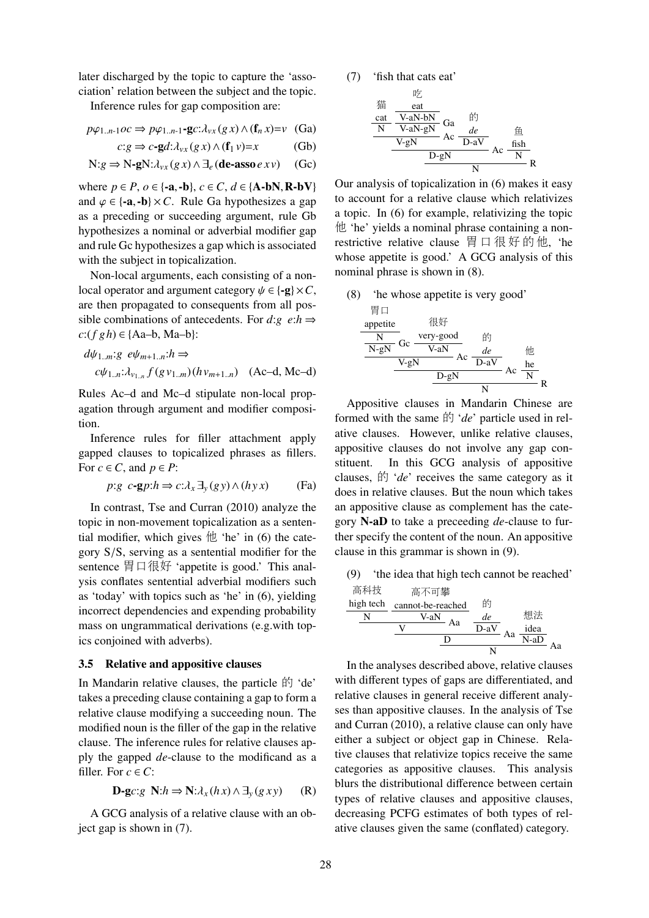later discharged by the topic to capture the 'association' relation between the subject and the topic.

Inference rules for gap composition are:

$$p\varphi_{1..n\text{-}1}oc \Rightarrow p\varphi_{1..n\text{-}1}\textbf{-g}c{:}\lambda_{vx}(g\,x) \wedge (\mathbf{f}_n\,x){=}v \quad \text{(Ga)}$$

$$c{:}g \Rightarrow c\textbf{-g}d{:}\lambda_{vx}(g\,x) \wedge (\mathbf{f}_1\,v){=}x \quad \text{(Gb)}$$

$$\text{N}{:}g \Rightarrow \text{N}\textbf{-g}\text{N}{:}\lambda_{vx}(g\,x) \wedge \exists_e(\textbf{de-asso}\,e\,x\,v) \quad \text{(Gc)}$$

where $p \in P$, $o \in \{\textbf{-a}, \textbf{-b}\}$, $c \in C$, $d \in \{\textbf{A-bN}, \textbf{R-bV}\}$ and $\varphi \in \{\textbf{-a}, \textbf{-b}\} \times C$. Rule Ga hypothesizes a gap as a preceding or succeeding argument, rule Gb hypothesizes a nominal or adverbial modifier gap and rule Gc hypothesizes a gap which is associated with the subject in topicalization.

Non-local arguments, each consisting of a non-local operator and argument category $\psi \in \{\textbf{-g}\} \times C$, are then propagated to consequents from all possible combinations of antecedents. For $d{:}g\;\; e{:}h \Rightarrow c{:}(f\,g\,h) \in \{\text{Aa–b, Ma–b}\}$:

$$d\psi_{1..m}{:}g\;\; e\psi_{m+1..n}{:}h \Rightarrow$$
$$c\psi_{1..n}{:}\lambda_{v_{1..n}}\, f\,(g\,v_{1..m})(h\,v_{m+1..n}) \quad \text{(Ac–d, Mc–d)}$$

Rules Ac–d and Mc–d stipulate non-local propagation through argument and modifier composition.

Inference rules for filler attachment apply gapped clauses to topicalized phrases as fillers. For $c \in C$, and $p \in P$:

$$p{:}g\;\; c\textbf{-g}p{:}h \Rightarrow c{:}\lambda_x \exists_y (g\,y) \wedge (h\,y\,x) \quad \text{(Fa)}$$

In contrast, Tse and Curran (2010) analyze the topic in non-movement topicalization as a sentential modifier, which gives 他 'he' in (6) the category S/S, serving as a sentential modifier for the sentence 胃口很好 'appetite is good.' This analysis conflates sentential adverbial modifiers such as 'today' with topics such as 'he' in (6), yielding incorrect dependencies and expending probability mass on ungrammatical derivations (e.g.with topics conjoined with adverbs).

### 3.5 Relative and appositive clauses

In Mandarin relative clauses, the particle 的 'de' takes a preceding clause containing a gap to form a relative clause modifying a succeeding noun. The modified noun is the filler of the gap in the relative clause. The inference rules for relative clauses apply the gapped *de*-clause to the modificand as a filler. For $c \in C$:

$$\textbf{D-g}c{:}g\;\; \textbf{N}{:}h \Rightarrow \textbf{N}{:}\lambda_x (h\,x) \wedge \exists_y (g\,x\,y) \quad \text{(R)}$$

A GCG analysis of a relative clause with an object gap is shown in (7).

(7) 'fish that cats eat'

```
        吃
猫      eat
cat   V-aN-bN  Ga    的
N     V-aN-gN  Ac    de        鱼
      V-gN          D-aV  Ac  fish
           D-gN               N    R
                  N
```

Our analysis of topicalization in (6) makes it easy to account for a relative clause which relativizes a topic. In (6) for example, relativizing the topic 他 'he' yields a nominal phrase containing a non-restrictive relative clause 胃口很好的他, 'he whose appetite is good.' A GCG analysis of this nominal phrase is shown in (8).

(8) 'he whose appetite is very good'

```
胃口
appetite      很好
N        Gc  very-good     的
N-gN          V-aN     Ac  de         他
      V-gN                 D-aV  Ac   he
              D-gN                    N    R
                         N
```

Appositive clauses in Mandarin Chinese are formed with the same 的 '*de*' particle used in relative clauses. However, unlike relative clauses, appositive clauses do not involve any gap constituent. In this GCG analysis of appositive clauses, 的 '*de*' receives the same category as it does in relative clauses. But the noun which takes an appositive clause as complement has the category **N-aD** to take a preceeding *de*-clause to further specify the content of the noun. An appositive clause in this grammar is shown in (9).

(9) 'the idea that high tech cannot be reached'

```
高科技        高不可攀
high tech   cannot-be-reached    的
N               V-aN       Aa    de        想法
         V                       D-aV  Aa  idea
                    D                      N-aD  Aa
                              N
```

In the analyses described above, relative clauses with different types of gaps are differentiated, and relative clauses in general receive different analyses than appositive clauses. In the analysis of Tse and Curran (2010), a relative clause can only have either a subject or object gap in Chinese. Relative clauses that relativize topics receive the same categories as appositive clauses. This analysis blurs the distributional difference between certain types of relative clauses and appositive clauses, decreasing PCFG estimates of both types of relative clauses given the same (conflated) category.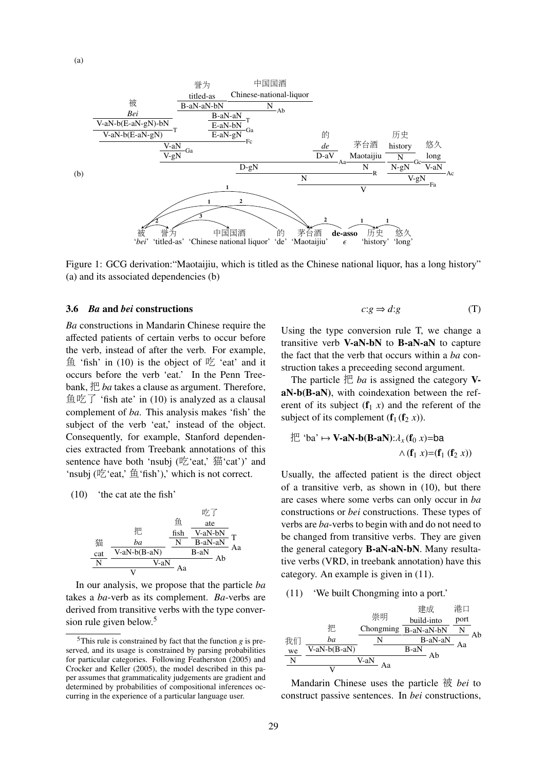(a)

| 被 *Bei* | 誉为 titled-as | 中国国酒 Chinese-national-liquor | 的 *de* | 茅台酒 Maotaijiu | 历史 history | 悠久 long |
|---|---|---|---|---|---|---|

(b)

被 'bei' 誉为 'titled-as' 中国国酒 'Chinese national liquor' 的 'de' 茅台酒 'Maotaijiu' **de-asso** $\epsilon$ 历史 'history' 悠久 'long'

Figure 1: GCG derivation:"Maotaijiu, which is titled as the Chinese national liquor, has a long history" (a) and its associated dependencies (b)

### 3.6 *Ba* and *bei* constructions

*Ba* constructions in Mandarin Chinese require the affected patients of certain verbs to occur before the verb, instead of after the verb. For example, 鱼 'fish' in (10) is the object of 吃 'eat' and it occurs before the verb 'eat.' In the Penn Treebank, 把 *ba* takes a clause as argument. Therefore, 鱼吃了 'fish ate' in (10) is analyzed as a clausal complement of *ba*. This analysis makes 'fish' the subject of the verb 'eat,' instead of the object. Consequently, for example, Stanford dependencies extracted from Treebank annotations of this sentence have both 'nsubj (吃'eat,' 猫'cat')' and 'nsubj (吃'eat,' 鱼'fish'),' which is not correct.

(10) 'the cat ate the fish'

猫 cat (N) 把 *ba* (V-aN-b(B-aN)) 鱼 fish (N) 吃了 ate (V-aN-bN ⇒T B-aN-aN); B-aN (Aa); V-aN (Ab); V (Aa)

In our analysis, we propose that the particle *ba* takes a *ba*-verb as its complement. *Ba*-verbs are derived from transitive verbs with the type conversion rule given below.[5]

$$c{:}g \Rightarrow d{:}g \qquad \text{(T)}$$

Using the type conversion rule T, we change a transitive verb **V-aN-bN** to **B-aN-aN** to capture the fact that the verb that occurs within a *ba* construction takes a preceeding second argument.

The particle 把 *ba* is assigned the category **V-aN-b(B-aN)**, with coindexation between the referent of its subject ($\mathbf{f}_1\, x$) and the referent of the subject of its complement ($\mathbf{f}_1\, (\mathbf{f}_2\, x)$).

$$\text{把 `ba'} \mapsto \textbf{V-aN-b(B-aN)}{:}\lambda_x\,(\mathbf{f}_0\, x)\text{=ba} \wedge (\mathbf{f}_1\, x)\text{=}(\mathbf{f}_1\, (\mathbf{f}_2\, x))$$

Usually, the affected patient is the direct object of a transitive verb, as shown in (10), but there are cases where some verbs can only occur in *ba* constructions or *bei* constructions. These types of verbs are *ba*-verbs to begin with and do not need to be changed from transitive verbs. They are given the general category **B-aN-aN-bN**. Many resultative verbs (VRD, in treebank annotation) have this category. An example is given in (11).

(11) 'We built Chongming into a port.'

我们 we (N) 把 *ba* (V-aN-b(B-aN)) 崇明 Chongming (N) 建成 build-into (B-aN-aN-bN) 港口 port (N); B-aN-aN (Ab); B-aN (Aa); V-aN (Ab); V (Aa)

Mandarin Chinese uses the particle 被 *bei* to construct passive sentences. In *bei* constructions,

[5] This rule is constrained by fact that the function *g* is preserved, and its usage is constrained by parsing probabilities for particular categories. Following Featherston (2005) and Crocker and Keller (2005), the model described in this paper assumes that grammaticality judgements are gradient and determined by probabilities of compositional inferences occurring in the experience of a particular language user.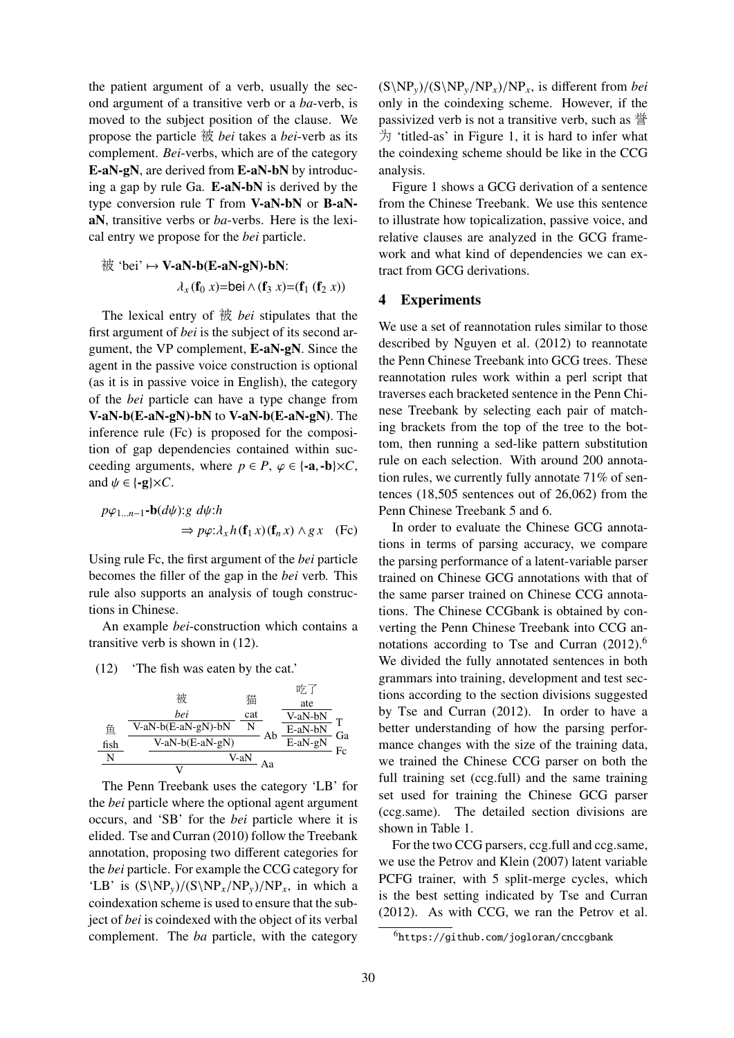the patient argument of a verb, usually the second argument of a transitive verb or a *ba*-verb, is moved to the subject position of the clause. We propose the particle 被 *bei* takes a *bei*-verb as its complement. *Bei*-verbs, which are of the category **E-aN-gN**, are derived from **E-aN-bN** by introducing a gap by rule Ga. **E-aN-bN** is derived by the type conversion rule T from **V-aN-bN** or **B-aN-aN**, transitive verbs or *ba*-verbs. Here is the lexical entry we propose for the *bei* particle.

$$被\text{ 'bei'} \mapsto \textbf{V-aN-b(E-aN-gN)-bN}: \quad \lambda_x (\mathbf{f}_0\ x)\text{=bei} \wedge (\mathbf{f}_3\ x)\text{=}(\mathbf{f}_1\ (\mathbf{f}_2\ x))$$

The lexical entry of 被 *bei* stipulates that the first argument of *bei* is the subject of its second argument, the VP complement, **E-aN-gN**. Since the agent in the passive voice construction is optional (as it is in passive voice in English), the category of the *bei* particle can have a type change from **V-aN-b(E-aN-gN)-bN** to **V-aN-b(E-aN-gN)**. The inference rule (Fc) is proposed for the composition of gap dependencies contained within succeeding arguments, where $p \in P$, $\varphi \in \{\textbf{-a}, \textbf{-b}\}\times C$, and $\psi \in \{\textbf{-g}\}\times C$.

$$p\varphi_{1...n-1}\textbf{-b}(d\psi){:}g \;\; d\psi{:}h \Rightarrow p\varphi{:}\lambda_x\, h\,(\mathbf{f}_1\, x)\,(\mathbf{f}_n\, x) \wedge g\, x \quad \text{(Fc)}$$

Using rule Fc, the first argument of the *bei* particle becomes the filler of the gap in the *bei* verb. This rule also supports an analysis of tough constructions in Chinese.

An example *bei*-construction which contains a transitive verb is shown in (12).

(12) 'The fish was eaten by the cat.'

```
                被                    猫         吃了
                bei                   cat        ate
 鱼      V-aN-b(E-aN-gN)-bN            N        V-aN-bN
 fish   ---------------------------------- Ab  -------- T
 N            V-aN-b(E-aN-gN)                  E-aN-bN
                                               -------- Ga
                                               E-aN-gN
        ------------------------------------------------ Fc
                          V-aN
 ------------------------------------------------------- Aa
                           V
```

The Penn Treebank uses the category 'LB' for the *bei* particle where the optional agent argument occurs, and 'SB' for the *bei* particle where it is elided. Tse and Curran (2010) follow the Treebank annotation, proposing two different categories for the *bei* particle. For example the CCG category for 'LB' is $(S\backslash NP_y)/(S\backslash NP_x/NP_y)/NP_x$, in which a coindexation scheme is used to ensure that the subject of *bei* is coindexed with the object of its verbal complement. The *ba* particle, with the category $(S\backslash NP_y)/(S\backslash NP_y/NP_x)/NP_x$, is different from *bei* only in the coindexing scheme. However, if the passivized verb is not a transitive verb, such as 誉为 'titled-as' in Figure 1, it is hard to infer what the coindexing scheme should be like in the CCG analysis.

Figure 1 shows a GCG derivation of a sentence from the Chinese Treebank. We use this sentence to illustrate how topicalization, passive voice, and relative clauses are analyzed in the GCG framework and what kind of dependencies we can extract from GCG derivations.

## 4 Experiments

We use a set of reannotation rules similar to those described by Nguyen et al. (2012) to reannotate the Penn Chinese Treebank into GCG trees. These reannotation rules work within a perl script that traverses each bracketed sentence in the Penn Chinese Treebank by selecting each pair of matching brackets from the top of the tree to the bottom, then running a sed-like pattern substitution rule on each selection. With around 200 annotation rules, we currently fully annotate 71% of sentences (18,505 sentences out of 26,062) from the Penn Chinese Treebank 5 and 6.

In order to evaluate the Chinese GCG annotations in terms of parsing accuracy, we compare the parsing performance of a latent-variable parser trained on Chinese GCG annotations with that of the same parser trained on Chinese CCG annotations. The Chinese CCGbank is obtained by converting the Penn Chinese Treebank into CCG annotations according to Tse and Curran (2012).[6] We divided the fully annotated sentences in both grammars into training, development and test sections according to the section divisions suggested by Tse and Curran (2012). In order to have a better understanding of how the parsing performance changes with the size of the training data, we trained the Chinese CCG parser on both the full training set (ccg.full) and the same training set used for training the Chinese GCG parser (ccg.same). The detailed section divisions are shown in Table 1.

For the two CCG parsers, ccg.full and ccg.same, we use the Petrov and Klein (2007) latent variable PCFG trainer, with 5 split-merge cycles, which is the best setting indicated by Tse and Curran (2012). As with CCG, we ran the Petrov et al.

[6] https://github.com/jogloran/cnccgbank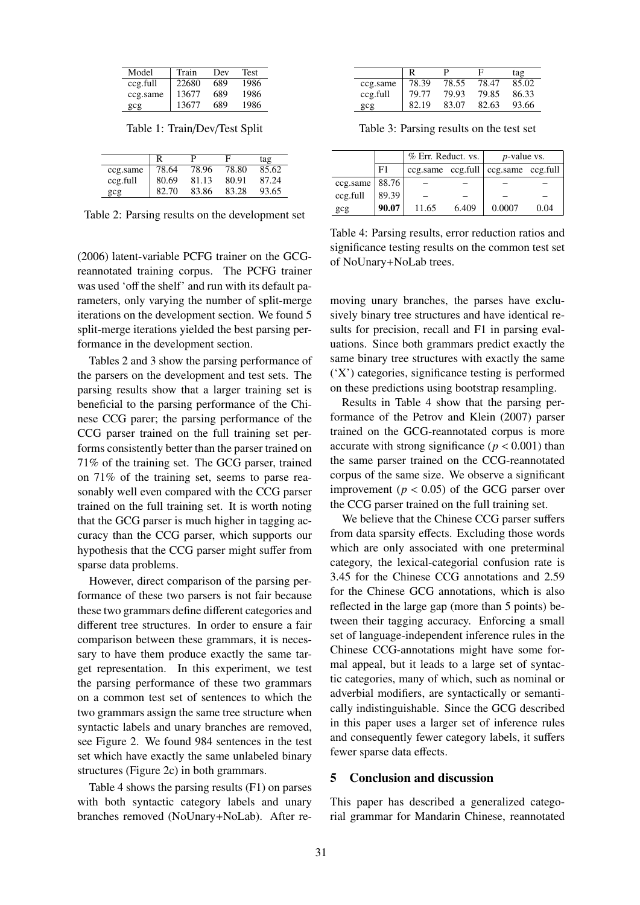| Model | Train | Dev | Test |
|---|---|---|---|
| ccg.full | 22680 | 689 | 1986 |
| ccg.same | 13677 | 689 | 1986 |
| gcg | 13677 | 689 | 1986 |

Table 1: Train/Dev/Test Split

| | R | P | F | tag |
|---|---|---|---|---|
| ccg.same | 78.64 | 78.96 | 78.80 | 85.62 |
| ccg.full | 80.69 | 81.13 | 80.91 | 87.24 |
| gcg | 82.70 | 83.86 | 83.28 | 93.65 |

Table 2: Parsing results on the development set

(2006) latent-variable PCFG trainer on the GCG-reannotated training corpus. The PCFG trainer was used 'off the shelf' and run with its default parameters, only varying the number of split-merge iterations on the development section. We found 5 split-merge iterations yielded the best parsing performance in the development section.

Tables 2 and 3 show the parsing performance of the parsers on the development and test sets. The parsing results show that a larger training set is beneficial to the parsing performance of the Chinese CCG parer; the parsing performance of the CCG parser trained on the full training set performs consistently better than the parser trained on 71% of the training set. The GCG parser, trained on 71% of the training set, seems to parse reasonably well even compared with the CCG parser trained on the full training set. It is worth noting that the GCG parser is much higher in tagging accuracy than the CCG parser, which supports our hypothesis that the CCG parser might suffer from sparse data problems.

However, direct comparison of the parsing performance of these two parsers is not fair because these two grammars define different categories and different tree structures. In order to ensure a fair comparison between these grammars, it is necessary to have them produce exactly the same target representation. In this experiment, we test the parsing performance of these two grammars on a common test set of sentences to which the two grammars assign the same tree structure when syntactic labels and unary branches are removed, see Figure 2. We found 984 sentences in the test set which have exactly the same unlabeled binary structures (Figure 2c) in both grammars.

Table 4 shows the parsing results (F1) on parses with both syntactic category labels and unary branches removed (NoUnary+NoLab). After removing unary branches, the parses have exclusively binary tree structures and have identical results for precision, recall and F1 in parsing evaluations. Since both grammars predict exactly the same binary tree structures with exactly the same ('X') categories, significance testing is performed on these predictions using bootstrap resampling.

| | R | P | F | tag |
|---|---|---|---|---|
| ccg.same | 78.39 | 78.55 | 78.47 | 85.02 |
| ccg.full | 79.77 | 79.93 | 79.85 | 86.33 |
| gcg | 82.19 | 83.07 | 82.63 | 93.66 |

Table 3: Parsing results on the test set

| | | % Err. Reduct. vs. | | *p*-value vs. | |
|---|---|---|---|---|---|
| | F1 | ccg.same | ccg.full | ccg.same | ccg.full |
| ccg.same | 88.76 | – | – | – | – |
| ccg.full | 89.39 | – | – | – | – |
| gcg | **90.07** | 11.65 | 6.409 | 0.0007 | 0.04 |

Table 4: Parsing results, error reduction ratios and significance testing results on the common test set of NoUnary+NoLab trees.

Results in Table 4 show that the parsing performance of the Petrov and Klein (2007) parser trained on the GCG-reannotated corpus is more accurate with strong significance ($p < 0.001$) than the same parser trained on the CCG-reannotated corpus of the same size. We observe a significant improvement ($p < 0.05$) of the GCG parser over the CCG parser trained on the full training set.

We believe that the Chinese CCG parser suffers from data sparsity effects. Excluding those words which are only associated with one preterminal category, the lexical-categorial confusion rate is 3.45 for the Chinese CCG annotations and 2.59 for the Chinese GCG annotations, which is also reflected in the large gap (more than 5 points) between their tagging accuracy. Enforcing a small set of language-independent inference rules in the Chinese CCG-annotations might have some formal appeal, but it leads to a large set of syntactic categories, many of which, such as nominal or adverbial modifiers, are syntactically or semantically indistinguishable. Since the GCG described in this paper uses a larger set of inference rules and consequently fewer category labels, it suffers fewer sparse data effects.

## 5 Conclusion and discussion

This paper has described a generalized categorial grammar for Mandarin Chinese, reannotated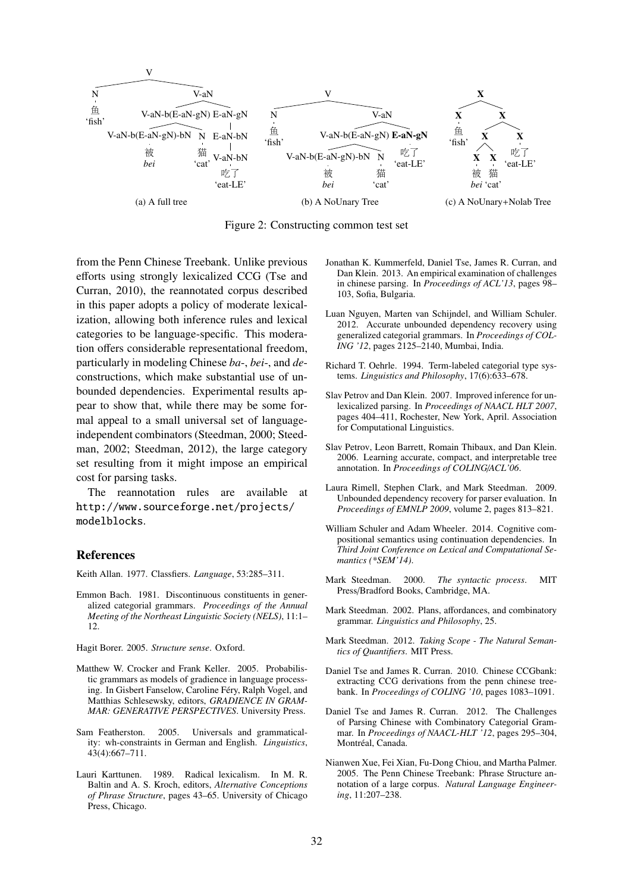V

N
鱼
'fish'

V-aN

V-aN-b(E-aN-gN) E-aN-gN

V-aN-b(E-aN-gN)-bN N E-aN-bN

被
*bei*

猫
'cat'

V-aN-bN

吃了
'eat-LE'

(a) A full tree

V

N
鱼
'fish'

V-aN

V-aN-b(E-aN-gN) **E-aN-gN**

V-aN-b(E-aN-gN)-bN N

被
*bei*

猫
'cat'

吃了
'eat-LE'

(b) A NoUnary Tree

**X**

**X**
鱼
'fish'

**X**

**X** **X**

**X** **X**

被 猫
*bei* 'cat'

吃了
'eat-LE'

(c) A NoUnary+Nolab Tree

Figure 2: Constructing common test set

from the Penn Chinese Treebank. Unlike previous efforts using strongly lexicalized CCG (Tse and Curran, 2010), the reannotated corpus described in this paper adopts a policy of moderate lexicalization, allowing both inference rules and lexical categories to be language-specific. This moderation offers considerable representational freedom, particularly in modeling Chinese *ba*-, *bei*-, and *de*-constructions, which make substantial use of unbounded dependencies. Experimental results appear to show that, while there may be some formal appeal to a small universal set of language-independent combinators (Steedman, 2000; Steedman, 2002; Steedman, 2012), the large category set resulting from it might impose an empirical cost for parsing tasks.

The reannotation rules are available at `http://www.sourceforge.net/projects/modelblocks`.

## References

Keith Allan. 1977. Classfiers. *Language*, 53:285–311.

Emmon Bach. 1981. Discontinuous constituents in generalized categorial grammars. *Proceedings of the Annual Meeting of the Northeast Linguistic Society (NELS)*, 11:1–12.

Hagit Borer. 2005. *Structure sense*. Oxford.

Matthew W. Crocker and Frank Keller. 2005. Probabilistic grammars as models of gradience in language processing. In Gisbert Fanselow, Caroline Féry, Ralph Vogel, and Matthias Schlesewsky, editors, *GRADIENCE IN GRAMMAR: GENERATIVE PERSPECTIVES*. University Press.

Sam Featherston. 2005. Universals and grammaticality: wh-constraints in German and English. *Linguistics*, 43(4):667–711.

Lauri Karttunen. 1989. Radical lexicalism. In M. R. Baltin and A. S. Kroch, editors, *Alternative Conceptions of Phrase Structure*, pages 43–65. University of Chicago Press, Chicago.

Jonathan K. Kummerfeld, Daniel Tse, James R. Curran, and Dan Klein. 2013. An empirical examination of challenges in chinese parsing. In *Proceedings of ACL'13*, pages 98–103, Sofia, Bulgaria.

Luan Nguyen, Marten van Schijndel, and William Schuler. 2012. Accurate unbounded dependency recovery using generalized categorial grammars. In *Proceedings of COLING '12*, pages 2125–2140, Mumbai, India.

Richard T. Oehrle. 1994. Term-labeled categorial type systems. *Linguistics and Philosophy*, 17(6):633–678.

Slav Petrov and Dan Klein. 2007. Improved inference for unlexicalized parsing. In *Proceedings of NAACL HLT 2007*, pages 404–411, Rochester, New York, April. Association for Computational Linguistics.

Slav Petrov, Leon Barrett, Romain Thibaux, and Dan Klein. 2006. Learning accurate, compact, and interpretable tree annotation. In *Proceedings of COLING/ACL'06*.

Laura Rimell, Stephen Clark, and Mark Steedman. 2009. Unbounded dependency recovery for parser evaluation. In *Proceedings of EMNLP 2009*, volume 2, pages 813–821.

William Schuler and Adam Wheeler. 2014. Cognitive compositional semantics using continuation dependencies. In *Third Joint Conference on Lexical and Computational Semantics (\*SEM'14)*.

Mark Steedman. 2000. *The syntactic process*. MIT Press/Bradford Books, Cambridge, MA.

Mark Steedman. 2002. Plans, affordances, and combinatory grammar. *Linguistics and Philosophy*, 25.

Mark Steedman. 2012. *Taking Scope - The Natural Semantics of Quantifiers*. MIT Press.

Daniel Tse and James R. Curran. 2010. Chinese CCGbank: extracting CCG derivations from the penn chinese treebank. In *Proceedings of COLING '10*, pages 1083–1091.

Daniel Tse and James R. Curran. 2012. The Challenges of Parsing Chinese with Combinatory Categorial Grammar. In *Proceedings of NAACL-HLT '12*, pages 295–304, Montréal, Canada.

Nianwen Xue, Fei Xian, Fu-Dong Chiou, and Martha Palmer. 2005. The Penn Chinese Treebank: Phrase Structure annotation of a large corpus. *Natural Language Engineering*, 11:207–238.